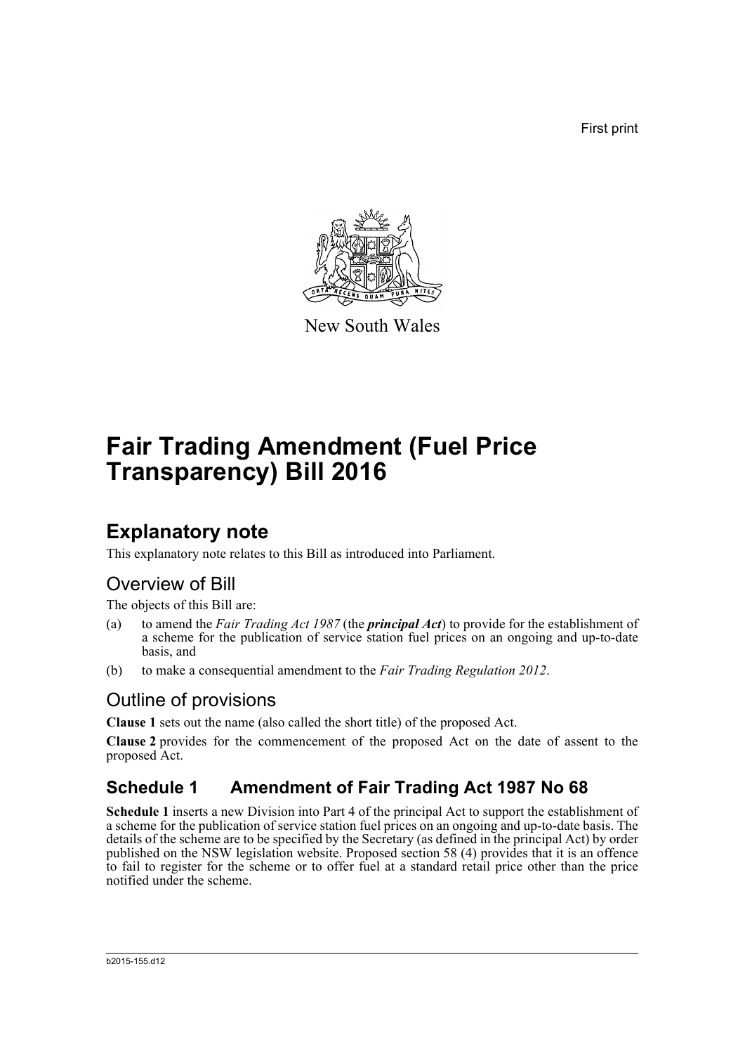First print

New South Wales

# Fair Trading Amendment (Fuel Price Transparency) Bill 2016

## Explanatory note

This explanatory note relates to this Bill as introduced into Parliament.

### Overview of Bill

The objects of this Bill are:

(a) to amend the *Fair Trading Act 1987* (the ***principal Act***) to provide for the establishment of a scheme for the publication of service station fuel prices on an ongoing and up-to-date basis, and

(b) to make a consequential amendment to the *Fair Trading Regulation 2012*.

### Outline of provisions

**Clause 1** sets out the name (also called the short title) of the proposed Act.

**Clause 2** provides for the commencement of the proposed Act on the date of assent to the proposed Act.

## Schedule 1 Amendment of Fair Trading Act 1987 No 68

**Schedule 1** inserts a new Division into Part 4 of the principal Act to support the establishment of a scheme for the publication of service station fuel prices on an ongoing and up-to-date basis. The details of the scheme are to be specified by the Secretary (as defined in the principal Act) by order published on the NSW legislation website. Proposed section 58 (4) provides that it is an offence to fail to register for the scheme or to offer fuel at a standard retail price other than the price notified under the scheme.

b2015-155.d12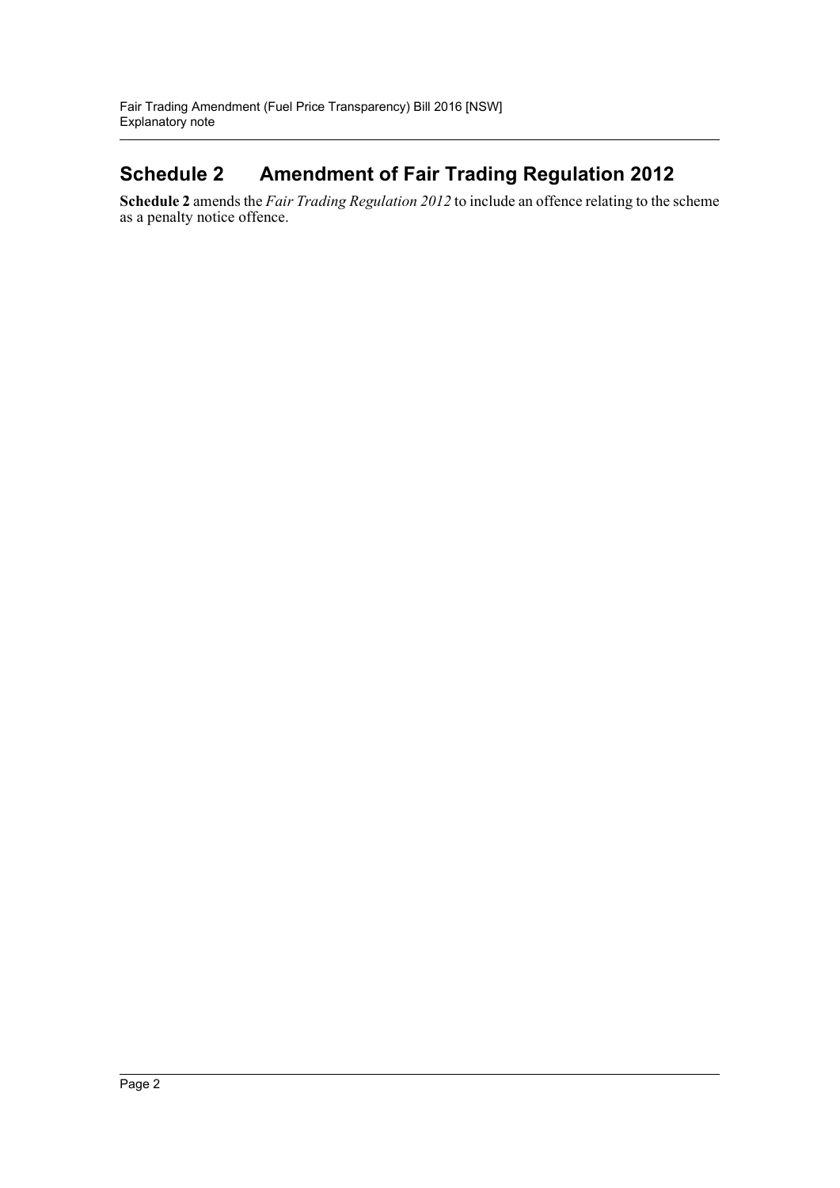## Schedule 2 Amendment of Fair Trading Regulation 2012

**Schedule 2** amends the *Fair Trading Regulation 2012* to include an offence relating to the scheme as a penalty notice offence.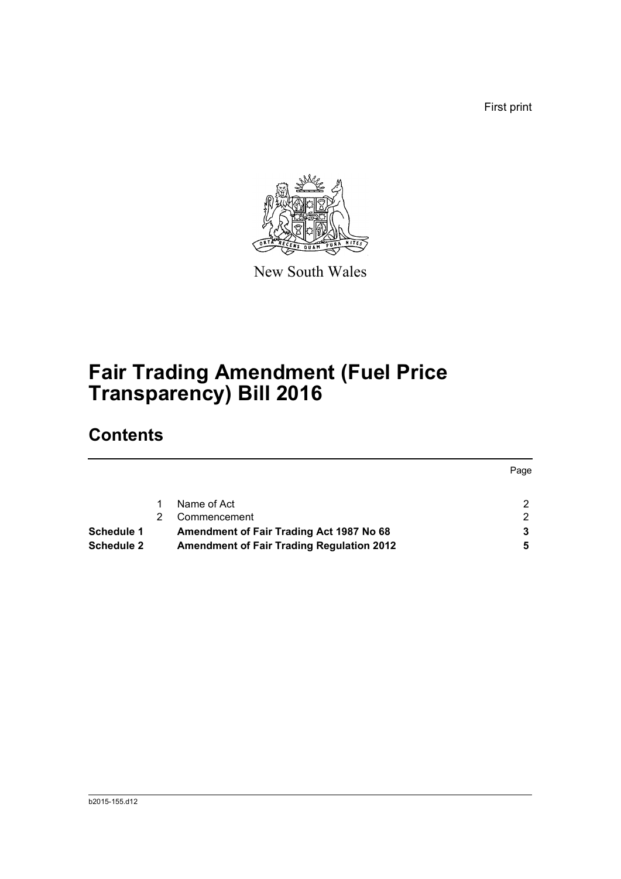First print

New South Wales

# Fair Trading Amendment (Fuel Price Transparency) Bill 2016

## Contents

| | | | Page |
|---|---|---|---|
| | 1 | Name of Act | 2 |
| | 2 | Commencement | 2 |
| **Schedule 1** | | **Amendment of Fair Trading Act 1987 No 68** | **3** |
| **Schedule 2** | | **Amendment of Fair Trading Regulation 2012** | **5** |

b2015-155.d12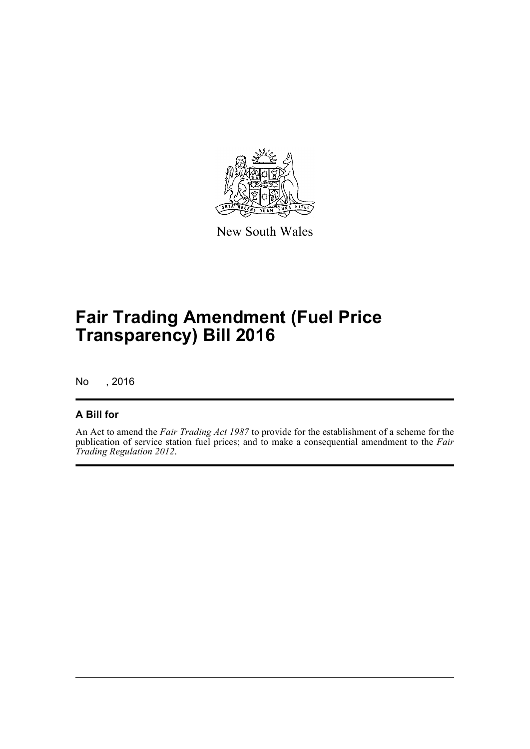New South Wales

# Fair Trading Amendment (Fuel Price Transparency) Bill 2016

No , 2016

## A Bill for

An Act to amend the *Fair Trading Act 1987* to provide for the establishment of a scheme for the publication of service station fuel prices; and to make a consequential amendment to the *Fair Trading Regulation 2012*.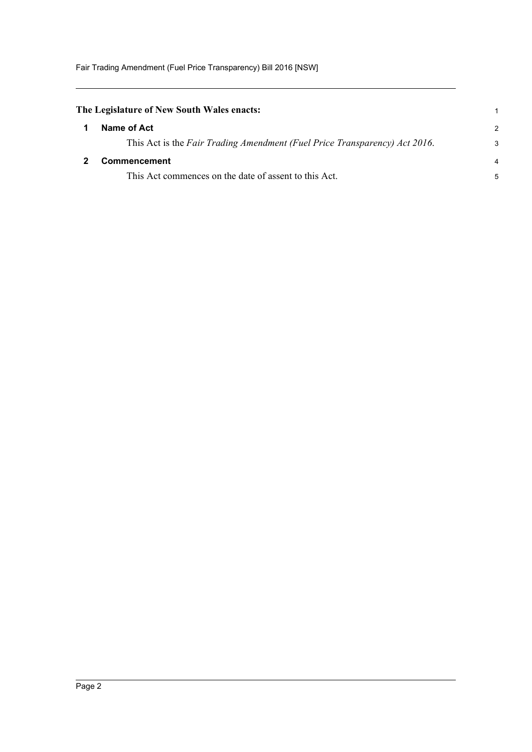**The Legislature of New South Wales enacts:**

## 1 Name of Act

This Act is the *Fair Trading Amendment (Fuel Price Transparency) Act 2016*.

## 2 Commencement

This Act commences on the date of assent to this Act.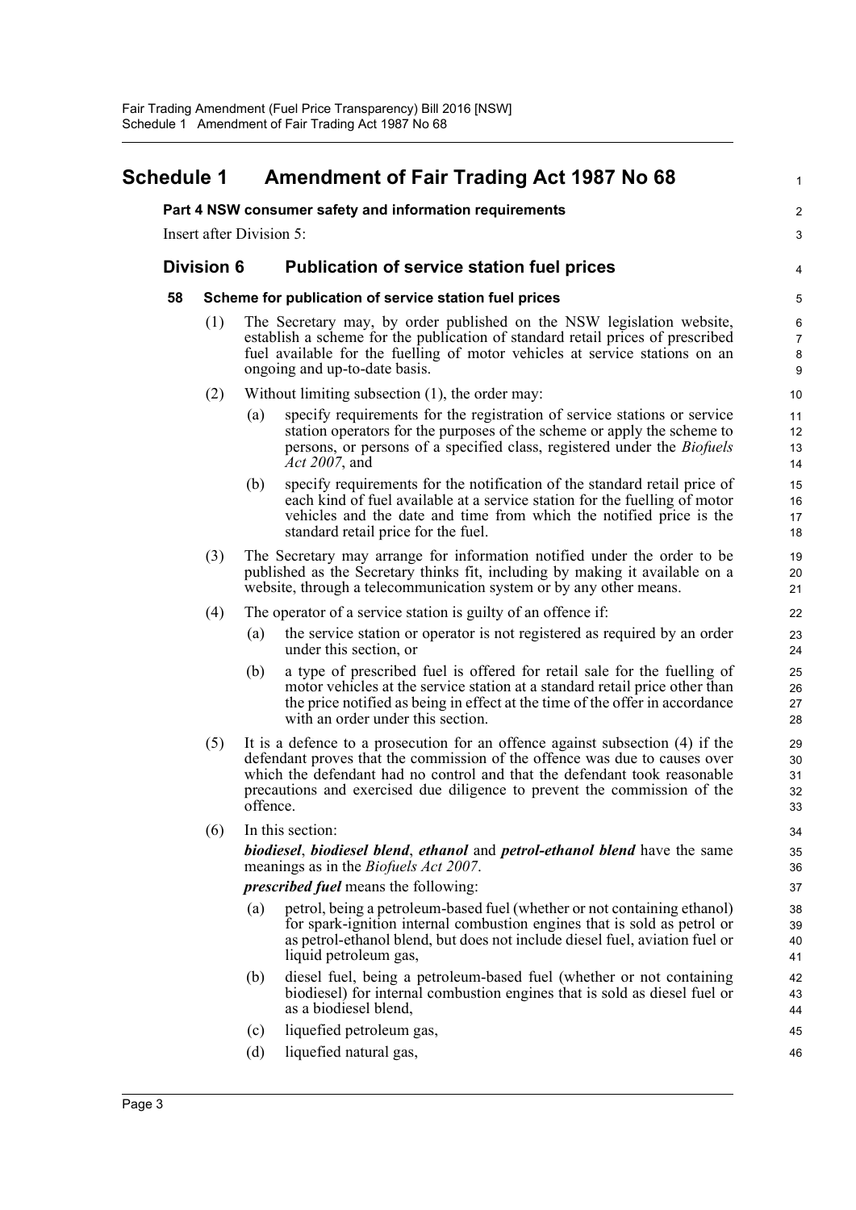# Schedule 1 Amendment of Fair Trading Act 1987 No 68

**Part 4 NSW consumer safety and information requirements**

Insert after Division 5:

## Division 6 Publication of service station fuel prices

### 58 Scheme for publication of service station fuel prices

(1) The Secretary may, by order published on the NSW legislation website, establish a scheme for the publication of standard retail prices of prescribed fuel available for the fuelling of motor vehicles at service stations on an ongoing and up-to-date basis.

(2) Without limiting subsection (1), the order may:

- (a) specify requirements for the registration of service stations or service station operators for the purposes of the scheme or apply the scheme to persons, or persons of a specified class, registered under the *Biofuels Act 2007*, and
- (b) specify requirements for the notification of the standard retail price of each kind of fuel available at a service station for the fuelling of motor vehicles and the date and time from which the notified price is the standard retail price for the fuel.

(3) The Secretary may arrange for information notified under the order to be published as the Secretary thinks fit, including by making it available on a website, through a telecommunication system or by any other means.

(4) The operator of a service station is guilty of an offence if:

- (a) the service station or operator is not registered as required by an order under this section, or
- (b) a type of prescribed fuel is offered for retail sale for the fuelling of motor vehicles at the service station at a standard retail price other than the price notified as being in effect at the time of the offer in accordance with an order under this section.

(5) It is a defence to a prosecution for an offence against subsection (4) if the defendant proves that the commission of the offence was due to causes over which the defendant had no control and that the defendant took reasonable precautions and exercised due diligence to prevent the commission of the offence.

(6) In this section:

***biodiesel***, ***biodiesel blend***, ***ethanol*** and ***petrol-ethanol blend*** have the same meanings as in the *Biofuels Act 2007*.

***prescribed fuel*** means the following:

- (a) petrol, being a petroleum-based fuel (whether or not containing ethanol) for spark-ignition internal combustion engines that is sold as petrol or as petrol-ethanol blend, but does not include diesel fuel, aviation fuel or liquid petroleum gas,
- (b) diesel fuel, being a petroleum-based fuel (whether or not containing biodiesel) for internal combustion engines that is sold as diesel fuel or as a biodiesel blend,
- (c) liquefied petroleum gas,
- (d) liquefied natural gas,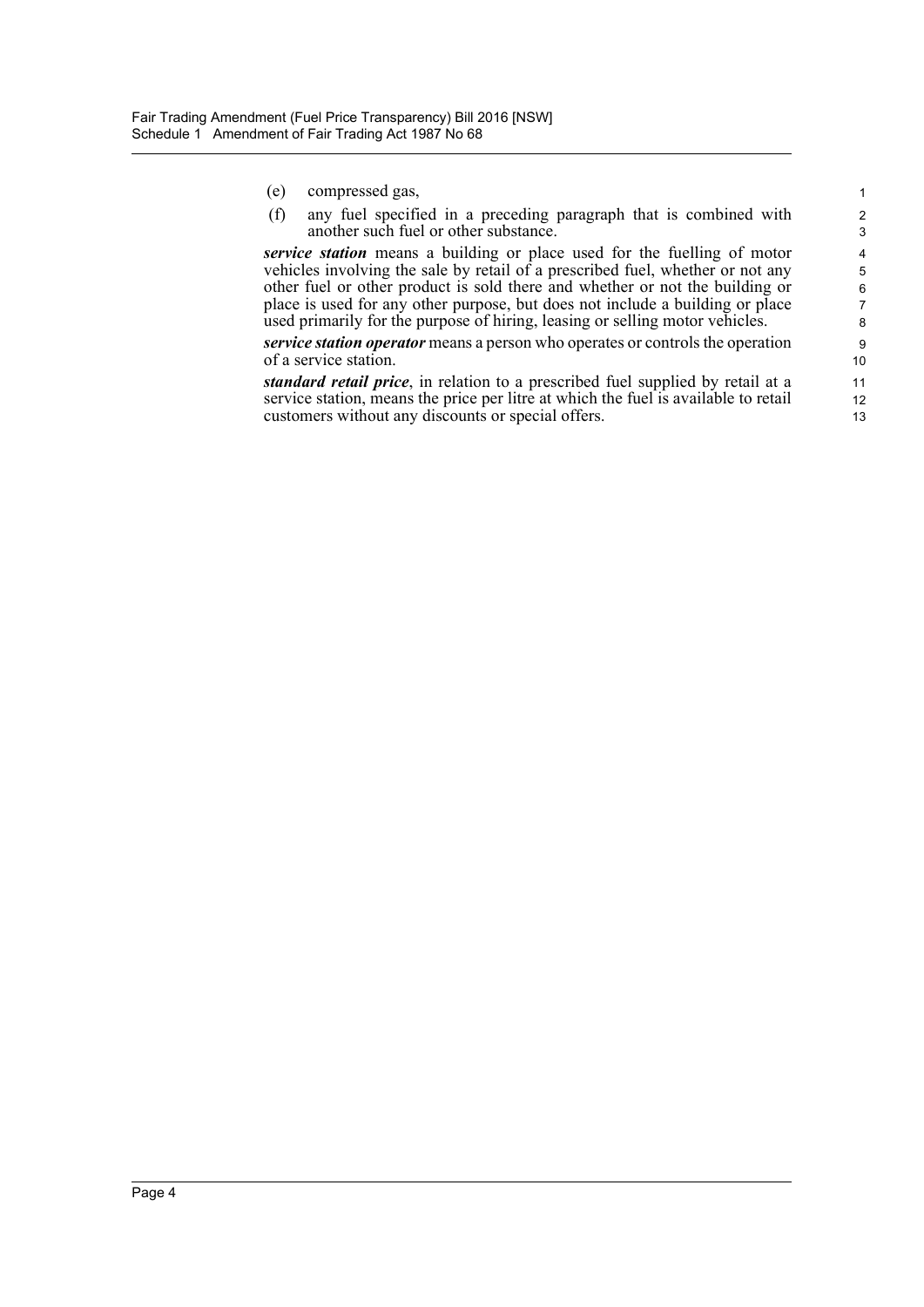(e) compressed gas,

(f) any fuel specified in a preceding paragraph that is combined with another such fuel or other substance.

***service station*** means a building or place used for the fuelling of motor vehicles involving the sale by retail of a prescribed fuel, whether or not any other fuel or other product is sold there and whether or not the building or place is used for any other purpose, but does not include a building or place used primarily for the purpose of hiring, leasing or selling motor vehicles.

***service station operator*** means a person who operates or controls the operation of a service station.

***standard retail price***, in relation to a prescribed fuel supplied by retail at a service station, means the price per litre at which the fuel is available to retail customers without any discounts or special offers.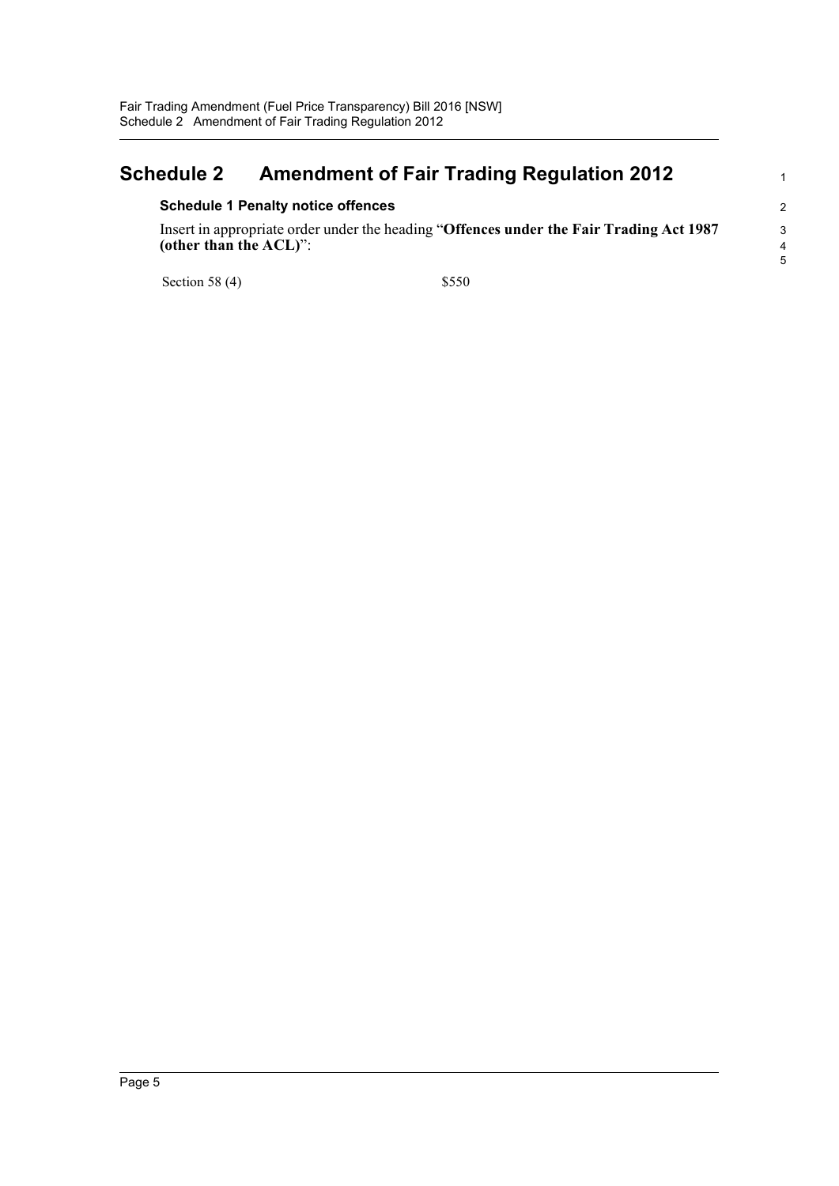# Schedule 2 Amendment of Fair Trading Regulation 2012

### Schedule 1 Penalty notice offences

Insert in appropriate order under the heading "**Offences under the Fair Trading Act 1987 (other than the ACL)**":

| | |
|---|---|
| Section 58 (4) | $550 |